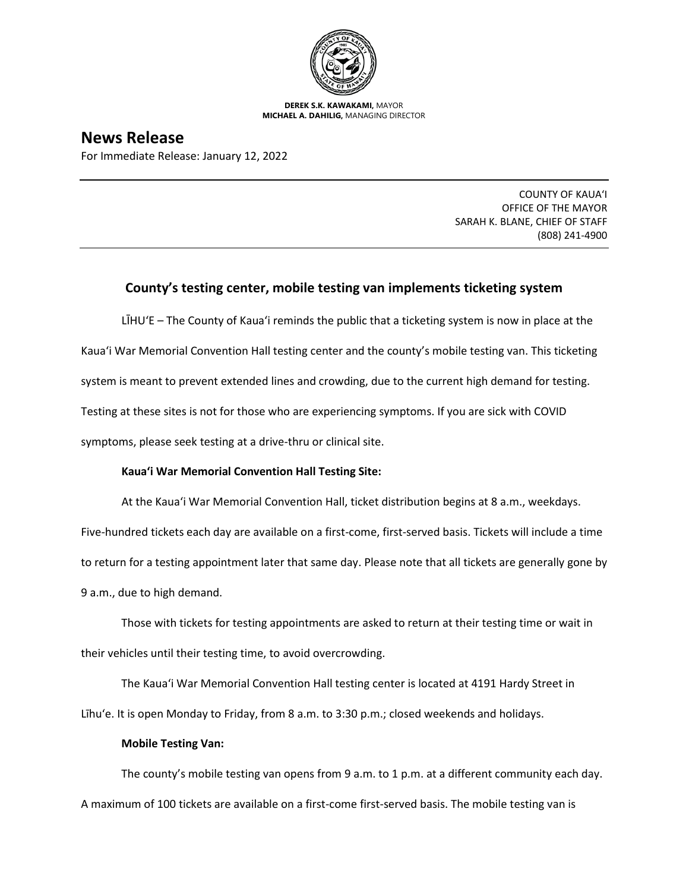**DEREK S.K. KAWAKAMI,** MAYOR
**MICHAEL A. DAHILIG,** MANAGING DIRECTOR

# News Release

For Immediate Release: January 12, 2022

---

COUNTY OF KAUA'I
OFFICE OF THE MAYOR
SARAH K. BLANE, CHIEF OF STAFF
(808) 241-4900

---

## County's testing center, mobile testing van implements ticketing system

LĪHU'E – The County of Kaua'i reminds the public that a ticketing system is now in place at the Kaua'i War Memorial Convention Hall testing center and the county's mobile testing van. This ticketing system is meant to prevent extended lines and crowding, due to the current high demand for testing. Testing at these sites is not for those who are experiencing symptoms. If you are sick with COVID symptoms, please seek testing at a drive-thru or clinical site.

**Kaua'i War Memorial Convention Hall Testing Site:**

At the Kaua'i War Memorial Convention Hall, ticket distribution begins at 8 a.m., weekdays. Five-hundred tickets each day are available on a first-come, first-served basis. Tickets will include a time to return for a testing appointment later that same day. Please note that all tickets are generally gone by 9 a.m., due to high demand.

Those with tickets for testing appointments are asked to return at their testing time or wait in their vehicles until their testing time, to avoid overcrowding.

The Kaua'i War Memorial Convention Hall testing center is located at 4191 Hardy Street in Līhu'e. It is open Monday to Friday, from 8 a.m. to 3:30 p.m.; closed weekends and holidays.

**Mobile Testing Van:**

The county's mobile testing van opens from 9 a.m. to 1 p.m. at a different community each day. A maximum of 100 tickets are available on a first-come first-served basis. The mobile testing van is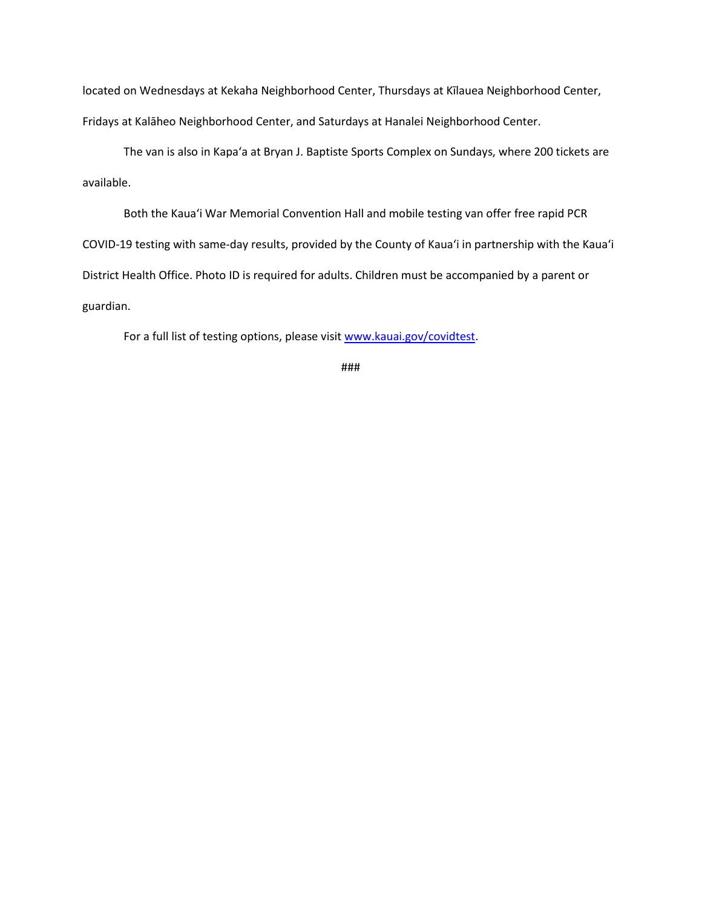located on Wednesdays at Kekaha Neighborhood Center, Thursdays at Kīlauea Neighborhood Center, Fridays at Kalāheo Neighborhood Center, and Saturdays at Hanalei Neighborhood Center.

The van is also in Kapaʻa at Bryan J. Baptiste Sports Complex on Sundays, where 200 tickets are available.

Both the Kauaʻi War Memorial Convention Hall and mobile testing van offer free rapid PCR COVID-19 testing with same-day results, provided by the County of Kauaʻi in partnership with the Kauaʻi District Health Office. Photo ID is required for adults. Children must be accompanied by a parent or guardian.

For a full list of testing options, please visit [www.kauai.gov/covidtest](http://www.kauai.gov/covidtest).

###